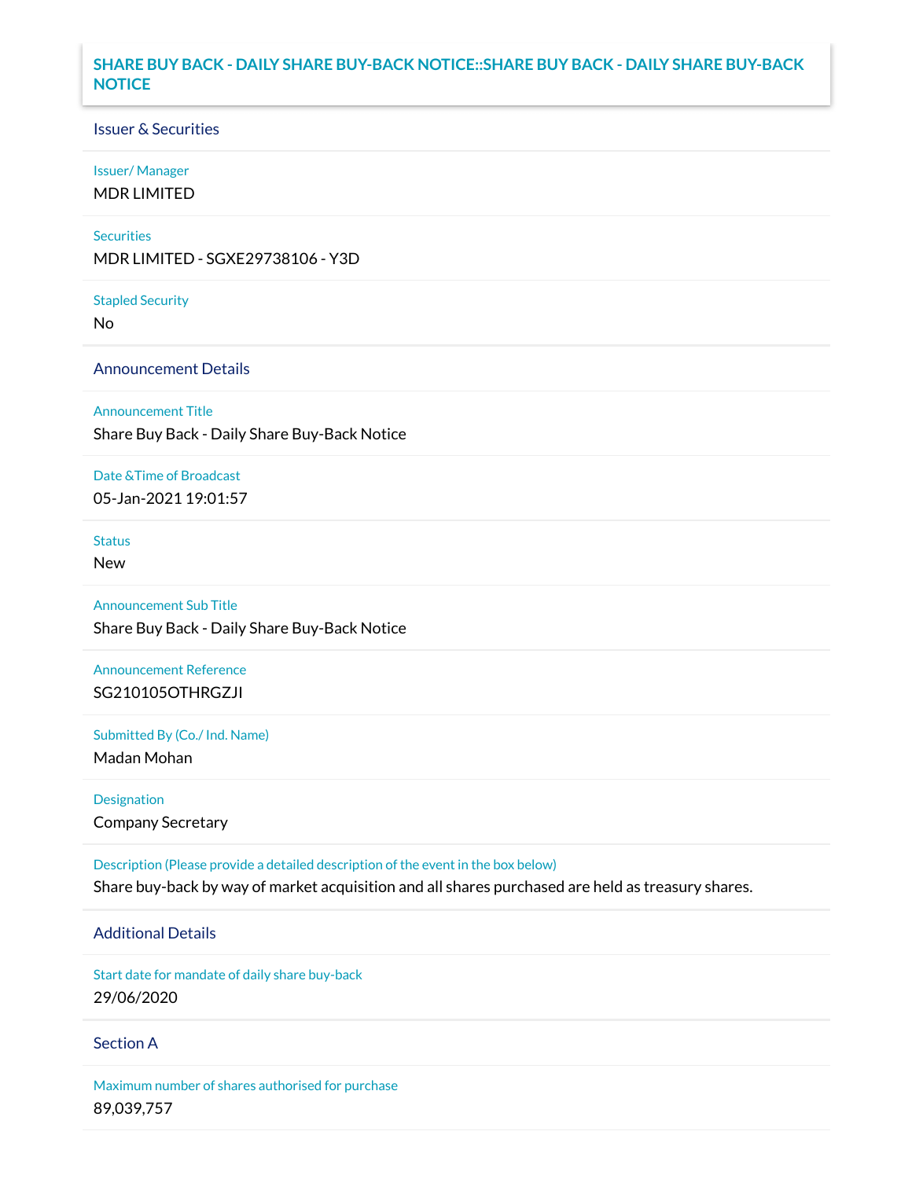# SHARE BUY BACK - DAILY SHARE BUY-BACK NOTICE::SHARE BUY BACK - DAILY SHARE BUY-BACK NOTICE

## Issuer & Securities

**Issuer/ Manager**

MDR LIMITED

**Securities**

MDR LIMITED - SGXE29738106 - Y3D

**Stapled Security**

No

## Announcement Details

**Announcement Title**

Share Buy Back - Daily Share Buy-Back Notice

**Date &Time of Broadcast**

05-Jan-2021 19:01:57

**Status**

New

**Announcement Sub Title**

Share Buy Back - Daily Share Buy-Back Notice

**Announcement Reference**

SG210105OTHRGZJI

**Submitted By (Co./ Ind. Name)**

Madan Mohan

**Designation**

Company Secretary

**Description (Please provide a detailed description of the event in the box below)**

Share buy-back by way of market acquisition and all shares purchased are held as treasury shares.

## Additional Details

**Start date for mandate of daily share buy-back**

29/06/2020

## Section A

**Maximum number of shares authorised for purchase**

89,039,757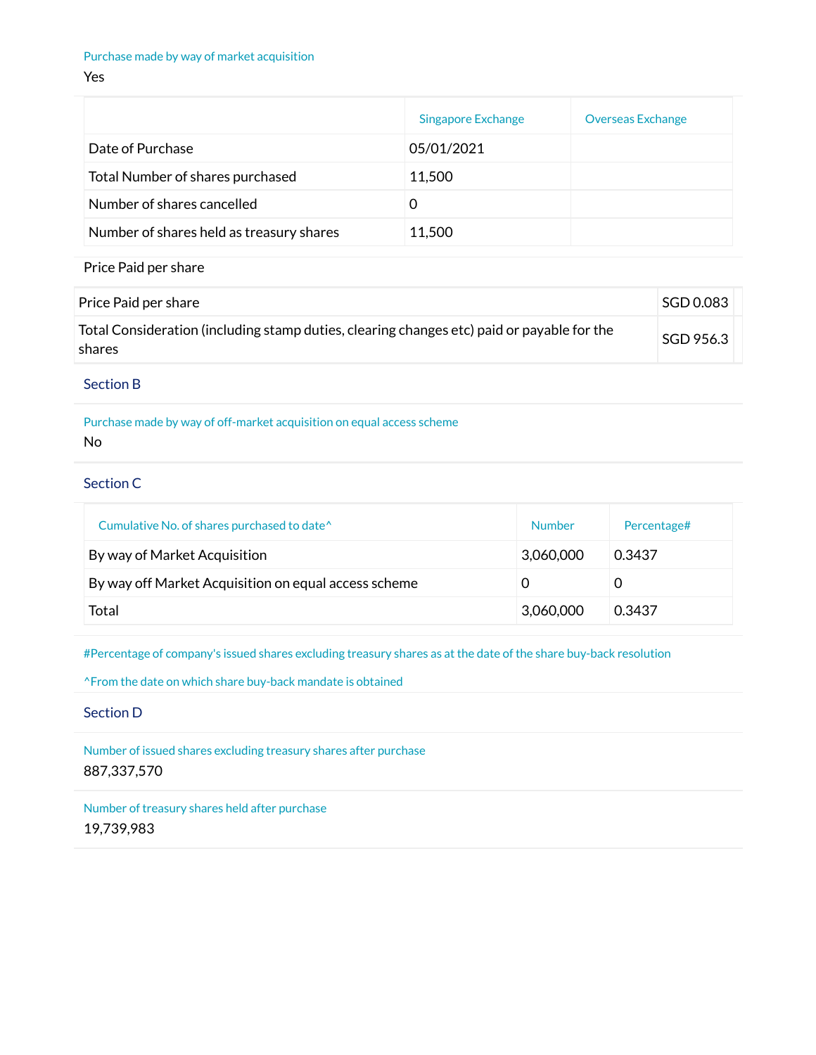Purchase made by way of market acquisition

Yes

| | Singapore Exchange | Overseas Exchange |
|---|---|---|
| Date of Purchase | 05/01/2021 | |
| Total Number of shares purchased | 11,500 | |
| Number of shares cancelled | 0 | |
| Number of shares held as treasury shares | 11,500 | |

Price Paid per share

| | |
|---|---|
| Price Paid per share | SGD 0.083 |
| Total Consideration (including stamp duties, clearing changes etc) paid or payable for the shares | SGD 956.3 |

## Section B

Purchase made by way of off-market acquisition on equal access scheme

No

## Section C

| Cumulative No. of shares purchased to date^ | Number | Percentage# |
|---|---|---|
| By way of Market Acquisition | 3,060,000 | 0.3437 |
| By way off Market Acquisition on equal access scheme | 0 | 0 |
| Total | 3,060,000 | 0.3437 |

#Percentage of company's issued shares excluding treasury shares as at the date of the share buy-back resolution

^From the date on which share buy-back mandate is obtained

## Section D

Number of issued shares excluding treasury shares after purchase

887,337,570

Number of treasury shares held after purchase

19,739,983